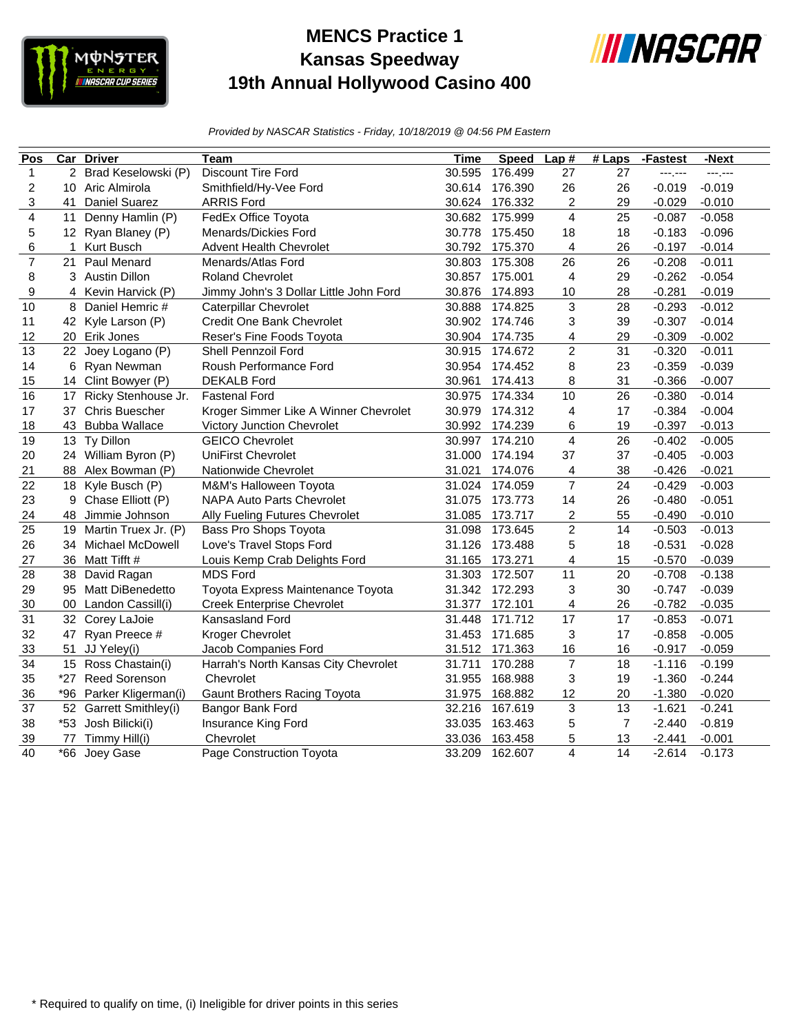# MENCS Practice 1
# Kansas Speedway
# 19th Annual Hollywood Casino 400

*Provided by NASCAR Statistics - Friday, 10/18/2019 @ 04:56 PM Eastern*

| Pos | Car | Driver | Team | Time | Speed | Lap # | # Laps | -Fastest | -Next |
|---|---|---|---|---|---|---|---|---|---|
| 1 | 2 | Brad Keselowski (P) | Discount Tire Ford | 30.595 | 176.499 | 27 | 27 | ---.--- | ---.--- |
| 2 | 10 | Aric Almirola | Smithfield/Hy-Vee Ford | 30.614 | 176.390 | 26 | 26 | -0.019 | -0.019 |
| 3 | 41 | Daniel Suarez | ARRIS Ford | 30.624 | 176.332 | 2 | 29 | -0.029 | -0.010 |
| 4 | 11 | Denny Hamlin (P) | FedEx Office Toyota | 30.682 | 175.999 | 4 | 25 | -0.087 | -0.058 |
| 5 | 12 | Ryan Blaney (P) | Menards/Dickies Ford | 30.778 | 175.450 | 18 | 18 | -0.183 | -0.096 |
| 6 | 1 | Kurt Busch | Advent Health Chevrolet | 30.792 | 175.370 | 4 | 26 | -0.197 | -0.014 |
| 7 | 21 | Paul Menard | Menards/Atlas Ford | 30.803 | 175.308 | 26 | 26 | -0.208 | -0.011 |
| 8 | 3 | Austin Dillon | Roland Chevrolet | 30.857 | 175.001 | 4 | 29 | -0.262 | -0.054 |
| 9 | 4 | Kevin Harvick (P) | Jimmy John's 3 Dollar Little John Ford | 30.876 | 174.893 | 10 | 28 | -0.281 | -0.019 |
| 10 | 8 | Daniel Hemric # | Caterpillar Chevrolet | 30.888 | 174.825 | 3 | 28 | -0.293 | -0.012 |
| 11 | 42 | Kyle Larson (P) | Credit One Bank Chevrolet | 30.902 | 174.746 | 3 | 39 | -0.307 | -0.014 |
| 12 | 20 | Erik Jones | Reser's Fine Foods Toyota | 30.904 | 174.735 | 4 | 29 | -0.309 | -0.002 |
| 13 | 22 | Joey Logano (P) | Shell Pennzoil Ford | 30.915 | 174.672 | 2 | 31 | -0.320 | -0.011 |
| 14 | 6 | Ryan Newman | Roush Performance Ford | 30.954 | 174.452 | 8 | 23 | -0.359 | -0.039 |
| 15 | 14 | Clint Bowyer (P) | DEKALB Ford | 30.961 | 174.413 | 8 | 31 | -0.366 | -0.007 |
| 16 | 17 | Ricky Stenhouse Jr. | Fastenal Ford | 30.975 | 174.334 | 10 | 26 | -0.380 | -0.014 |
| 17 | 37 | Chris Buescher | Kroger Simmer Like A Winner Chevrolet | 30.979 | 174.312 | 4 | 17 | -0.384 | -0.004 |
| 18 | 43 | Bubba Wallace | Victory Junction Chevrolet | 30.992 | 174.239 | 6 | 19 | -0.397 | -0.013 |
| 19 | 13 | Ty Dillon | GEICO Chevrolet | 30.997 | 174.210 | 4 | 26 | -0.402 | -0.005 |
| 20 | 24 | William Byron (P) | UniFirst Chevrolet | 31.000 | 174.194 | 37 | 37 | -0.405 | -0.003 |
| 21 | 88 | Alex Bowman (P) | Nationwide Chevrolet | 31.021 | 174.076 | 4 | 38 | -0.426 | -0.021 |
| 22 | 18 | Kyle Busch (P) | M&M's Halloween Toyota | 31.024 | 174.059 | 7 | 24 | -0.429 | -0.003 |
| 23 | 9 | Chase Elliott (P) | NAPA Auto Parts Chevrolet | 31.075 | 173.773 | 14 | 26 | -0.480 | -0.051 |
| 24 | 48 | Jimmie Johnson | Ally Fueling Futures Chevrolet | 31.085 | 173.717 | 2 | 55 | -0.490 | -0.010 |
| 25 | 19 | Martin Truex Jr. (P) | Bass Pro Shops Toyota | 31.098 | 173.645 | 2 | 14 | -0.503 | -0.013 |
| 26 | 34 | Michael McDowell | Love's Travel Stops Ford | 31.126 | 173.488 | 5 | 18 | -0.531 | -0.028 |
| 27 | 36 | Matt Tifft # | Louis Kemp Crab Delights Ford | 31.165 | 173.271 | 4 | 15 | -0.570 | -0.039 |
| 28 | 38 | David Ragan | MDS Ford | 31.303 | 172.507 | 11 | 20 | -0.708 | -0.138 |
| 29 | 95 | Matt DiBenedetto | Toyota Express Maintenance Toyota | 31.342 | 172.293 | 3 | 30 | -0.747 | -0.039 |
| 30 | 00 | Landon Cassill(i) | Creek Enterprise Chevrolet | 31.377 | 172.101 | 4 | 26 | -0.782 | -0.035 |
| 31 | 32 | Corey LaJoie | Kansasland Ford | 31.448 | 171.712 | 17 | 17 | -0.853 | -0.071 |
| 32 | 47 | Ryan Preece # | Kroger Chevrolet | 31.453 | 171.685 | 3 | 17 | -0.858 | -0.005 |
| 33 | 51 | JJ Yeley(i) | Jacob Companies Ford | 31.512 | 171.363 | 16 | 16 | -0.917 | -0.059 |
| 34 | 15 | Ross Chastain(i) | Harrah's North Kansas City Chevrolet | 31.711 | 170.288 | 7 | 18 | -1.116 | -0.199 |
| 35 | *27 | Reed Sorenson | Chevrolet | 31.955 | 168.988 | 3 | 19 | -1.360 | -0.244 |
| 36 | *96 | Parker Kligerman(i) | Gaunt Brothers Racing Toyota | 31.975 | 168.882 | 12 | 20 | -1.380 | -0.020 |
| 37 | 52 | Garrett Smithley(i) | Bangor Bank Ford | 32.216 | 167.619 | 3 | 13 | -1.621 | -0.241 |
| 38 | *53 | Josh Bilicki(i) | Insurance King Ford | 33.035 | 163.463 | 5 | 7 | -2.440 | -0.819 |
| 39 | 77 | Timmy Hill(i) | Chevrolet | 33.036 | 163.458 | 5 | 13 | -2.441 | -0.001 |
| 40 | *66 | Joey Gase | Page Construction Toyota | 33.209 | 162.607 | 4 | 14 | -2.614 | -0.173 |

\* Required to qualify on time, (i) Ineligible for driver points in this series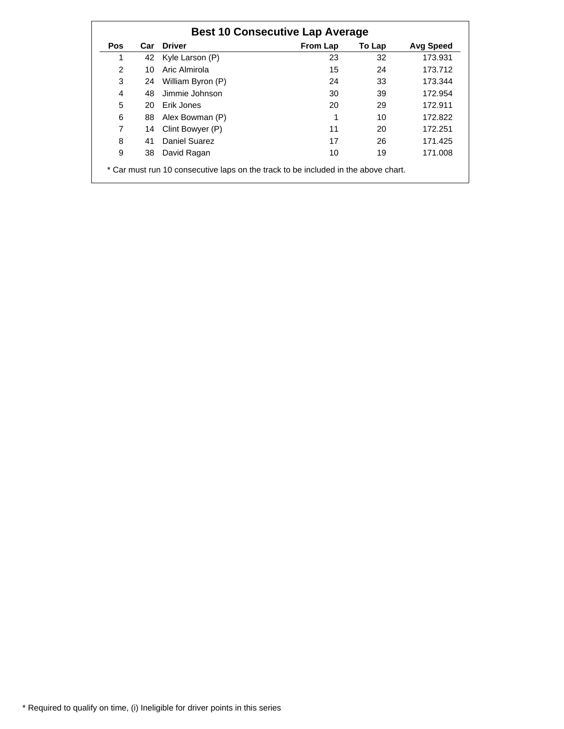## Best 10 Consecutive Lap Average

| Pos | Car | Driver | From Lap | To Lap | Avg Speed |
|---|---|---|---|---|---|
| 1 | 42 | Kyle Larson (P) | 23 | 32 | 173.931 |
| 2 | 10 | Aric Almirola | 15 | 24 | 173.712 |
| 3 | 24 | William Byron (P) | 24 | 33 | 173.344 |
| 4 | 48 | Jimmie Johnson | 30 | 39 | 172.954 |
| 5 | 20 | Erik Jones | 20 | 29 | 172.911 |
| 6 | 88 | Alex Bowman (P) | 1 | 10 | 172.822 |
| 7 | 14 | Clint Bowyer (P) | 11 | 20 | 172.251 |
| 8 | 41 | Daniel Suarez | 17 | 26 | 171.425 |
| 9 | 38 | David Ragan | 10 | 19 | 171.008 |

* Car must run 10 consecutive laps on the track to be included in the above chart.

* Required to qualify on time, (i) Ineligible for driver points in this series